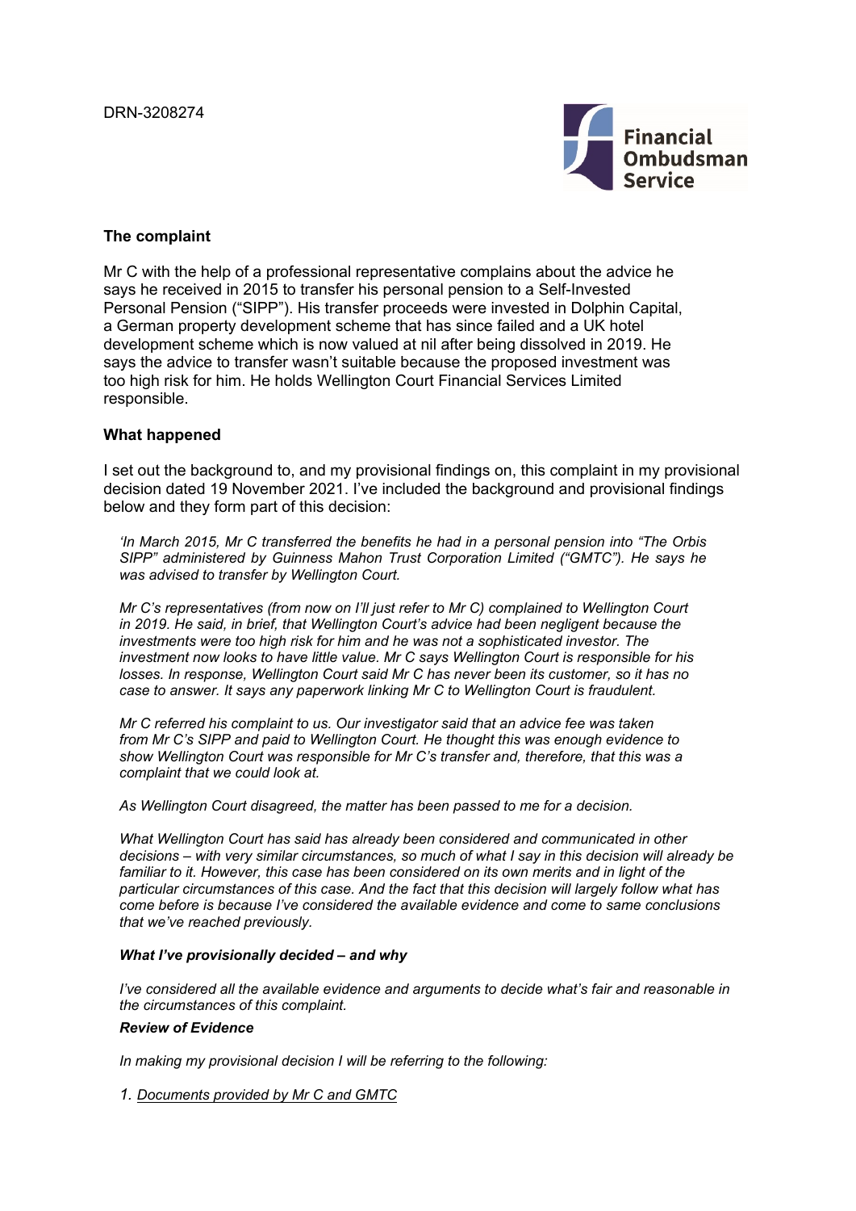DRN-3208274

## The complaint

Mr C with the help of a professional representative complains about the advice he says he received in 2015 to transfer his personal pension to a Self-Invested Personal Pension ("SIPP"). His transfer proceeds were invested in Dolphin Capital, a German property development scheme that has since failed and a UK hotel development scheme which is now valued at nil after being dissolved in 2019. He says the advice to transfer wasn't suitable because the proposed investment was too high risk for him. He holds Wellington Court Financial Services Limited responsible.

## What happened

I set out the background to, and my provisional findings on, this complaint in my provisional decision dated 19 November 2021. I've included the background and provisional findings below and they form part of this decision:

*'In March 2015, Mr C transferred the benefits he had in a personal pension into "The Orbis SIPP" administered by Guinness Mahon Trust Corporation Limited ("GMTC"). He says he was advised to transfer by Wellington Court.*

*Mr C's representatives (from now on I'll just refer to Mr C) complained to Wellington Court in 2019. He said, in brief, that Wellington Court's advice had been negligent because the investments were too high risk for him and he was not a sophisticated investor. The investment now looks to have little value. Mr C says Wellington Court is responsible for his losses. In response, Wellington Court said Mr C has never been its customer, so it has no case to answer. It says any paperwork linking Mr C to Wellington Court is fraudulent.*

*Mr C referred his complaint to us. Our investigator said that an advice fee was taken from Mr C's SIPP and paid to Wellington Court. He thought this was enough evidence to show Wellington Court was responsible for Mr C's transfer and, therefore, that this was a complaint that we could look at.*

*As Wellington Court disagreed, the matter has been passed to me for a decision.*

*What Wellington Court has said has already been considered and communicated in other decisions – with very similar circumstances, so much of what I say in this decision will already be familiar to it. However, this case has been considered on its own merits and in light of the particular circumstances of this case. And the fact that this decision will largely follow what has come before is because I've considered the available evidence and come to same conclusions that we've reached previously.*

***What I've provisionally decided – and why***

*I've considered all the available evidence and arguments to decide what's fair and reasonable in the circumstances of this complaint.*

***Review of Evidence***

*In making my provisional decision I will be referring to the following:*

*1. Documents provided by Mr C and GMTC*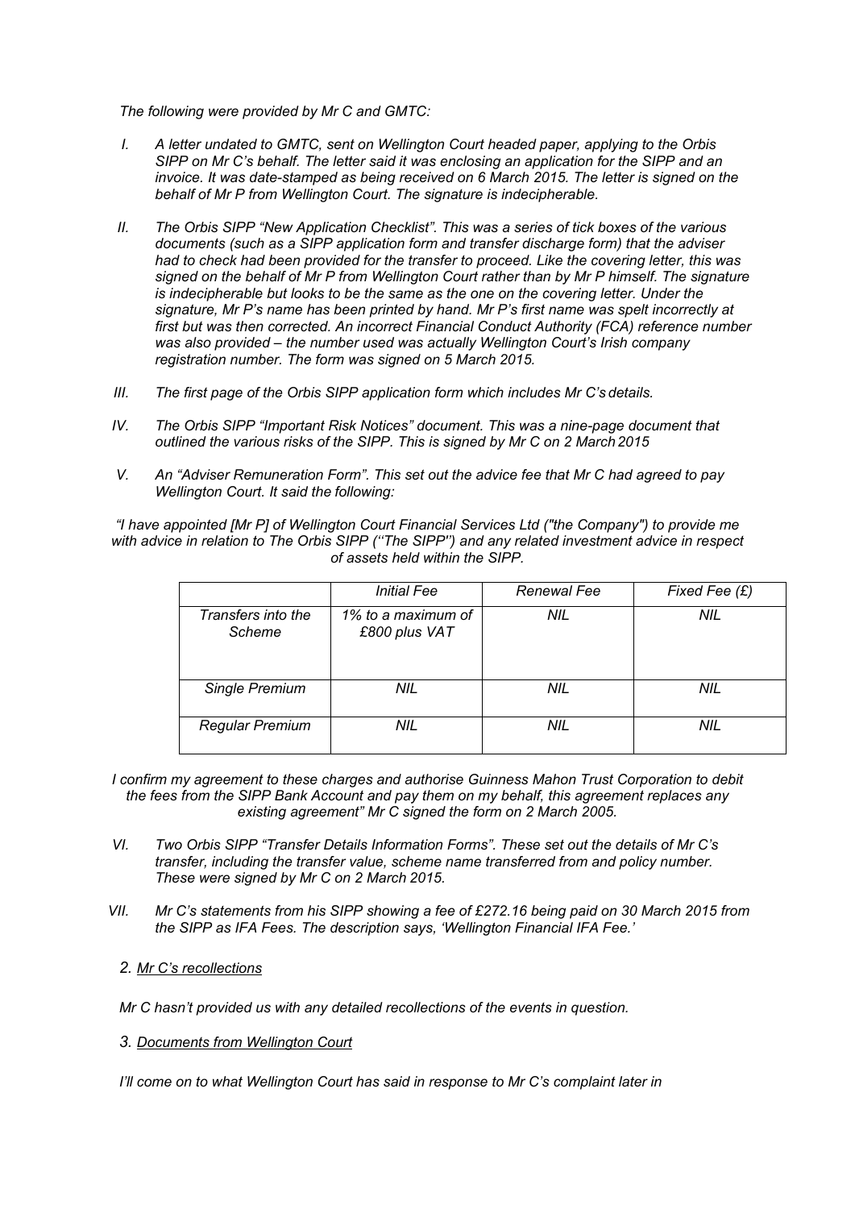*The following were provided by Mr C and GMTC:*

I. *A letter undated to GMTC, sent on Wellington Court headed paper, applying to the Orbis SIPP on Mr C's behalf. The letter said it was enclosing an application for the SIPP and an invoice. It was date-stamped as being received on 6 March 2015. The letter is signed on the behalf of Mr P from Wellington Court. The signature is indecipherable.*

II. *The Orbis SIPP "New Application Checklist". This was a series of tick boxes of the various documents (such as a SIPP application form and transfer discharge form) that the adviser had to check had been provided for the transfer to proceed. Like the covering letter, this was signed on the behalf of Mr P from Wellington Court rather than by Mr P himself. The signature is indecipherable but looks to be the same as the one on the covering letter. Under the signature, Mr P's name has been printed by hand. Mr P's first name was spelt incorrectly at first but was then corrected. An incorrect Financial Conduct Authority (FCA) reference number was also provided – the number used was actually Wellington Court's Irish company registration number. The form was signed on 5 March 2015.*

III. *The first page of the Orbis SIPP application form which includes Mr C's details.*

IV. *The Orbis SIPP "Important Risk Notices" document. This was a nine-page document that outlined the various risks of the SIPP. This is signed by Mr C on 2 March 2015*

V. *An "Adviser Remuneration Form". This set out the advice fee that Mr C had agreed to pay Wellington Court. It said the following:*

*"I have appointed [Mr P] of Wellington Court Financial Services Ltd ("the Company") to provide me with advice in relation to The Orbis SIPP (''The SIPP'') and any related investment advice in respect of assets held within the SIPP.*

| | *Initial Fee* | *Renewal Fee* | *Fixed Fee (£)* |
|---|---|---|---|
| *Transfers into the Scheme* | *1% to a maximum of £800 plus VAT* | *NIL* | *NIL* |
| *Single Premium* | *NIL* | *NIL* | *NIL* |
| *Regular Premium* | *NIL* | *NIL* | *NIL* |

*I confirm my agreement to these charges and authorise Guinness Mahon Trust Corporation to debit the fees from the SIPP Bank Account and pay them on my behalf, this agreement replaces any existing agreement" Mr C signed the form on 2 March 2005.*

VI. *Two Orbis SIPP "Transfer Details Information Forms". These set out the details of Mr C's transfer, including the transfer value, scheme name transferred from and policy number. These were signed by Mr C on 2 March 2015.*

VII. *Mr C's statements from his SIPP showing a fee of £272.16 being paid on 30 March 2015 from the SIPP as IFA Fees. The description says, 'Wellington Financial IFA Fee.'*

2. *Mr C's recollections*

*Mr C hasn't provided us with any detailed recollections of the events in question.*

3. *Documents from Wellington Court*

*I'll come on to what Wellington Court has said in response to Mr C's complaint later in*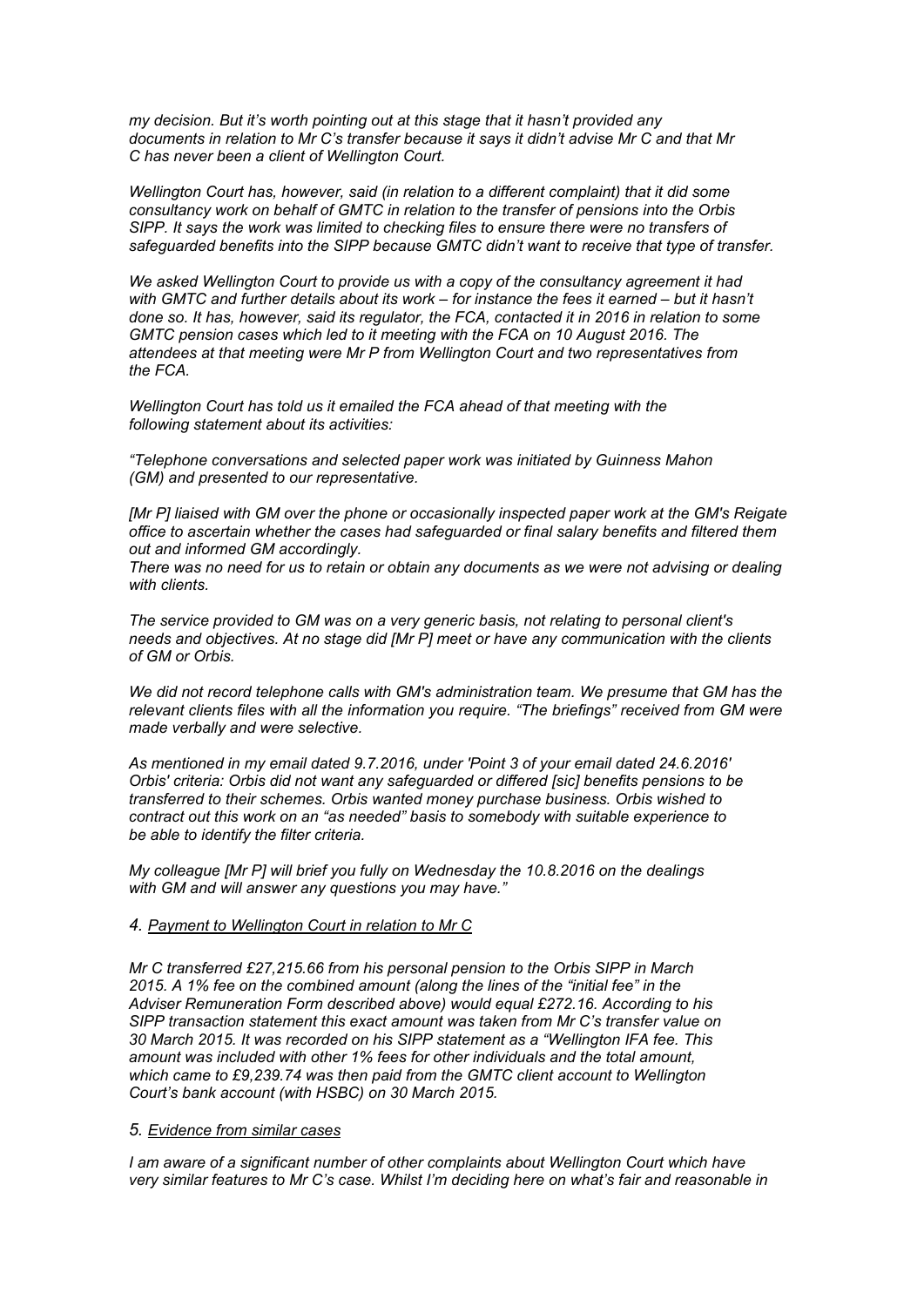*my decision. But it's worth pointing out at this stage that it hasn't provided any documents in relation to Mr C's transfer because it says it didn't advise Mr C and that Mr C has never been a client of Wellington Court.*

*Wellington Court has, however, said (in relation to a different complaint) that it did some consultancy work on behalf of GMTC in relation to the transfer of pensions into the Orbis SIPP. It says the work was limited to checking files to ensure there were no transfers of safeguarded benefits into the SIPP because GMTC didn't want to receive that type of transfer.*

*We asked Wellington Court to provide us with a copy of the consultancy agreement it had with GMTC and further details about its work – for instance the fees it earned – but it hasn't done so. It has, however, said its regulator, the FCA, contacted it in 2016 in relation to some GMTC pension cases which led to it meeting with the FCA on 10 August 2016. The attendees at that meeting were Mr P from Wellington Court and two representatives from the FCA.*

*Wellington Court has told us it emailed the FCA ahead of that meeting with the following statement about its activities:*

*"Telephone conversations and selected paper work was initiated by Guinness Mahon (GM) and presented to our representative.*

*[Mr P] liaised with GM over the phone or occasionally inspected paper work at the GM's Reigate office to ascertain whether the cases had safeguarded or final salary benefits and filtered them out and informed GM accordingly.*
*There was no need for us to retain or obtain any documents as we were not advising or dealing with clients.*

*The service provided to GM was on a very generic basis, not relating to personal client's needs and objectives. At no stage did [Mr P] meet or have any communication with the clients of GM or Orbis.*

*We did not record telephone calls with GM's administration team. We presume that GM has the relevant clients files with all the information you require. "The briefings" received from GM were made verbally and were selective.*

*As mentioned in my email dated 9.7.2016, under 'Point 3 of your email dated 24.6.2016' Orbis' criteria: Orbis did not want any safeguarded or differed [sic] benefits pensions to be transferred to their schemes. Orbis wanted money purchase business. Orbis wished to contract out this work on an "as needed" basis to somebody with suitable experience to be able to identify the filter criteria.*

*My colleague [Mr P] will brief you fully on Wednesday the 10.8.2016 on the dealings with GM and will answer any questions you may have."*

*4. Payment to Wellington Court in relation to Mr C*

*Mr C transferred £27,215.66 from his personal pension to the Orbis SIPP in March 2015. A 1% fee on the combined amount (along the lines of the "initial fee" in the Adviser Remuneration Form described above) would equal £272.16. According to his SIPP transaction statement this exact amount was taken from Mr C's transfer value on 30 March 2015. It was recorded on his SIPP statement as a "Wellington IFA fee. This amount was included with other 1% fees for other individuals and the total amount, which came to £9,239.74 was then paid from the GMTC client account to Wellington Court's bank account (with HSBC) on 30 March 2015.*

*5. Evidence from similar cases*

*I am aware of a significant number of other complaints about Wellington Court which have very similar features to Mr C's case. Whilst I'm deciding here on what's fair and reasonable in*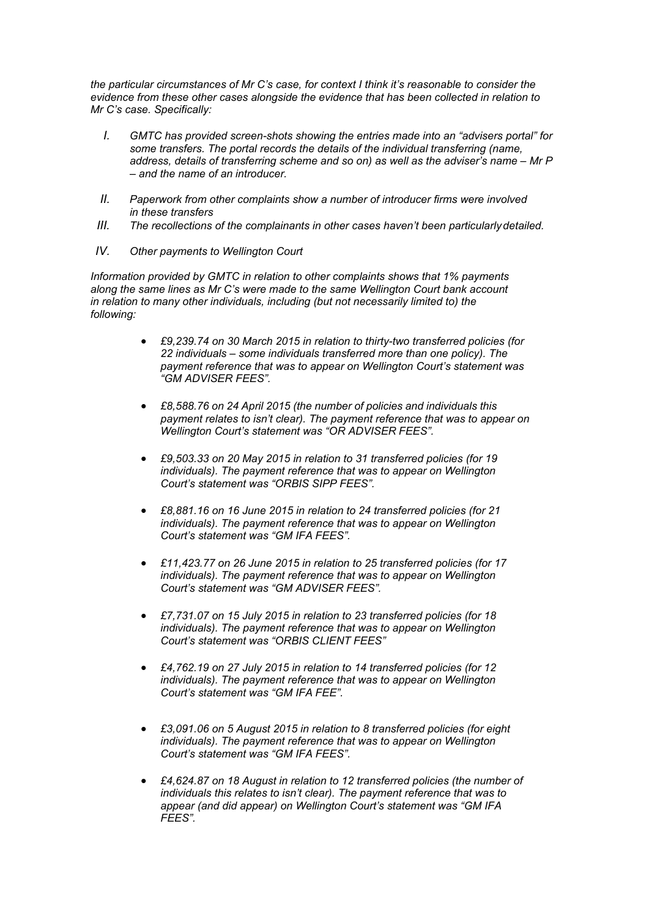*the particular circumstances of Mr C's case, for context I think it's reasonable to consider the evidence from these other cases alongside the evidence that has been collected in relation to Mr C's case. Specifically:*

- *I. GMTC has provided screen-shots showing the entries made into an "advisers portal" for some transfers. The portal records the details of the individual transferring (name, address, details of transferring scheme and so on) as well as the adviser's name – Mr P – and the name of an introducer.*
- *II. Paperwork from other complaints show a number of introducer firms were involved in these transfers*
- *III. The recollections of the complainants in other cases haven't been particularly detailed.*
- *IV. Other payments to Wellington Court*

*Information provided by GMTC in relation to other complaints shows that 1% payments along the same lines as Mr C's were made to the same Wellington Court bank account in relation to many other individuals, including (but not necessarily limited to) the following:*

- *£9,239.74 on 30 March 2015 in relation to thirty-two transferred policies (for 22 individuals – some individuals transferred more than one policy). The payment reference that was to appear on Wellington Court's statement was "GM ADVISER FEES".*
- *£8,588.76 on 24 April 2015 (the number of policies and individuals this payment relates to isn't clear). The payment reference that was to appear on Wellington Court's statement was "OR ADVISER FEES".*
- *£9,503.33 on 20 May 2015 in relation to 31 transferred policies (for 19 individuals). The payment reference that was to appear on Wellington Court's statement was "ORBIS SIPP FEES".*
- *£8,881.16 on 16 June 2015 in relation to 24 transferred policies (for 21 individuals). The payment reference that was to appear on Wellington Court's statement was "GM IFA FEES".*
- *£11,423.77 on 26 June 2015 in relation to 25 transferred policies (for 17 individuals). The payment reference that was to appear on Wellington Court's statement was "GM ADVISER FEES".*
- *£7,731.07 on 15 July 2015 in relation to 23 transferred policies (for 18 individuals). The payment reference that was to appear on Wellington Court's statement was "ORBIS CLIENT FEES"*
- *£4,762.19 on 27 July 2015 in relation to 14 transferred policies (for 12 individuals). The payment reference that was to appear on Wellington Court's statement was "GM IFA FEE".*
- *£3,091.06 on 5 August 2015 in relation to 8 transferred policies (for eight individuals). The payment reference that was to appear on Wellington Court's statement was "GM IFA FEES".*
- *£4,624.87 on 18 August in relation to 12 transferred policies (the number of individuals this relates to isn't clear). The payment reference that was to appear (and did appear) on Wellington Court's statement was "GM IFA FEES".*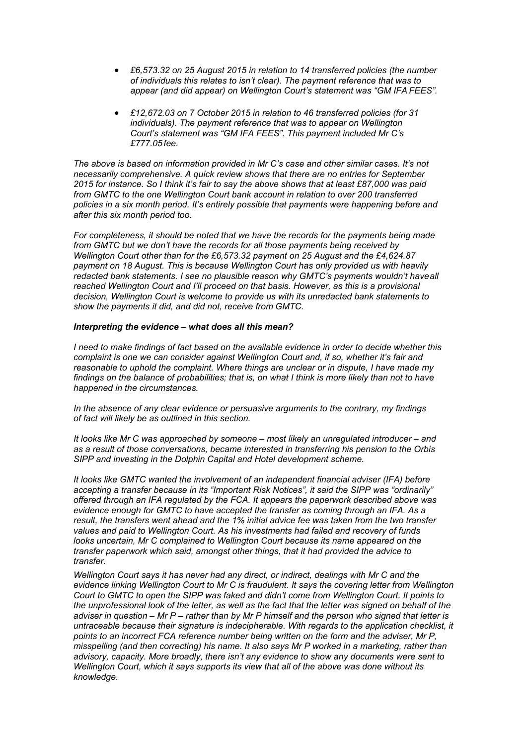- *£6,573.32 on 25 August 2015 in relation to 14 transferred policies (the number of individuals this relates to isn't clear). The payment reference that was to appear (and did appear) on Wellington Court's statement was "GM IFA FEES".*

- *£12,672.03 on 7 October 2015 in relation to 46 transferred policies (for 31 individuals). The payment reference that was to appear on Wellington Court's statement was "GM IFA FEES". This payment included Mr C's £777.05 fee.*

*The above is based on information provided in Mr C's case and other similar cases. It's not necessarily comprehensive. A quick review shows that there are no entries for September 2015 for instance. So I think it's fair to say the above shows that at least £87,000 was paid from GMTC to the one Wellington Court bank account in relation to over 200 transferred policies in a six month period. It's entirely possible that payments were happening before and after this six month period too.*

*For completeness, it should be noted that we have the records for the payments being made from GMTC but we don't have the records for all those payments being received by Wellington Court other than for the £6,573.32 payment on 25 August and the £4,624.87 payment on 18 August. This is because Wellington Court has only provided us with heavily redacted bank statements. I see no plausible reason why GMTC's payments wouldn't have all reached Wellington Court and I'll proceed on that basis. However, as this is a provisional decision, Wellington Court is welcome to provide us with its unredacted bank statements to show the payments it did, and did not, receive from GMTC.*

***Interpreting the evidence – what does all this mean?***

*I need to make findings of fact based on the available evidence in order to decide whether this complaint is one we can consider against Wellington Court and, if so, whether it's fair and reasonable to uphold the complaint. Where things are unclear or in dispute, I have made my findings on the balance of probabilities; that is, on what I think is more likely than not to have happened in the circumstances.*

*In the absence of any clear evidence or persuasive arguments to the contrary, my findings of fact will likely be as outlined in this section.*

*It looks like Mr C was approached by someone – most likely an unregulated introducer – and as a result of those conversations, became interested in transferring his pension to the Orbis SIPP and investing in the Dolphin Capital and Hotel development scheme.*

*It looks like GMTC wanted the involvement of an independent financial adviser (IFA) before accepting a transfer because in its "Important Risk Notices", it said the SIPP was "ordinarily" offered through an IFA regulated by the FCA. It appears the paperwork described above was evidence enough for GMTC to have accepted the transfer as coming through an IFA. As a result, the transfers went ahead and the 1% initial advice fee was taken from the two transfer values and paid to Wellington Court. As his investments had failed and recovery of funds looks uncertain, Mr C complained to Wellington Court because its name appeared on the transfer paperwork which said, amongst other things, that it had provided the advice to transfer.*

*Wellington Court says it has never had any direct, or indirect, dealings with Mr C and the evidence linking Wellington Court to Mr C is fraudulent. It says the covering letter from Wellington Court to GMTC to open the SIPP was faked and didn't come from Wellington Court. It points to the unprofessional look of the letter, as well as the fact that the letter was signed on behalf of the adviser in question – Mr P – rather than by Mr P himself and the person who signed that letter is untraceable because their signature is indecipherable. With regards to the application checklist, it points to an incorrect FCA reference number being written on the form and the adviser, Mr P, misspelling (and then correcting) his name. It also says Mr P worked in a marketing, rather than advisory, capacity. More broadly, there isn't any evidence to show any documents were sent to Wellington Court, which it says supports its view that all of the above was done without its knowledge.*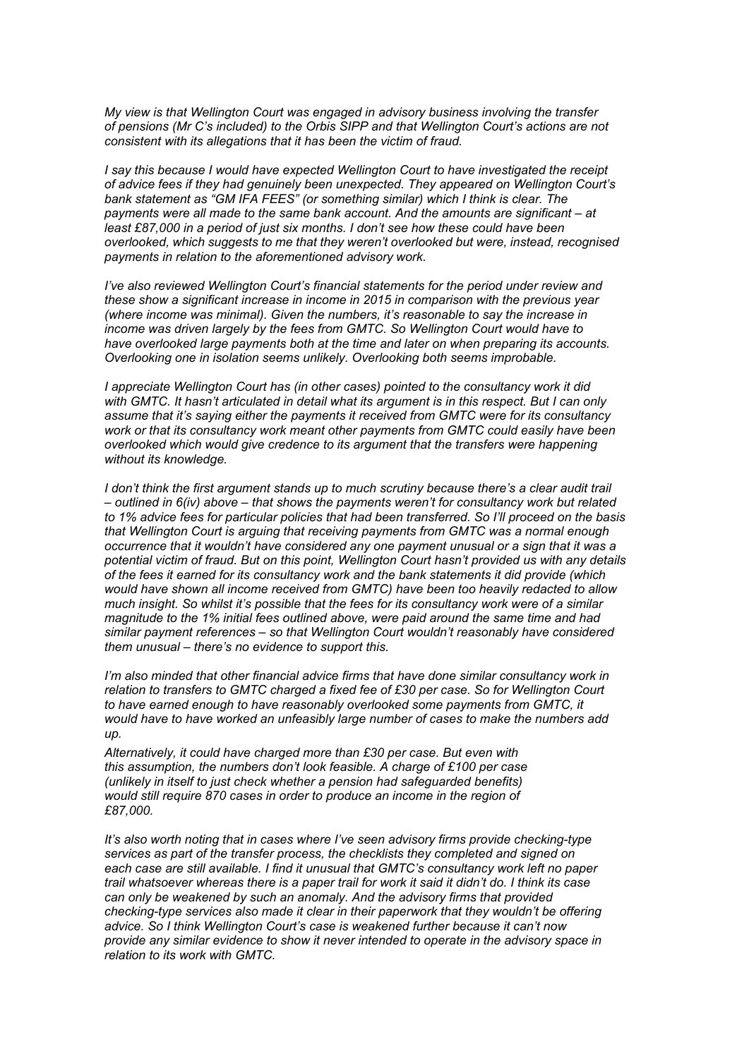*My view is that Wellington Court was engaged in advisory business involving the transfer of pensions (Mr C's included) to the Orbis SIPP and that Wellington Court's actions are not consistent with its allegations that it has been the victim of fraud.*

*I say this because I would have expected Wellington Court to have investigated the receipt of advice fees if they had genuinely been unexpected. They appeared on Wellington Court's bank statement as "GM IFA FEES" (or something similar) which I think is clear. The payments were all made to the same bank account. And the amounts are significant – at least £87,000 in a period of just six months. I don't see how these could have been overlooked, which suggests to me that they weren't overlooked but were, instead, recognised payments in relation to the aforementioned advisory work.*

*I've also reviewed Wellington Court's financial statements for the period under review and these show a significant increase in income in 2015 in comparison with the previous year (where income was minimal). Given the numbers, it's reasonable to say the increase in income was driven largely by the fees from GMTC. So Wellington Court would have to have overlooked large payments both at the time and later on when preparing its accounts. Overlooking one in isolation seems unlikely. Overlooking both seems improbable.*

*I appreciate Wellington Court has (in other cases) pointed to the consultancy work it did with GMTC. It hasn't articulated in detail what its argument is in this respect. But I can only assume that it's saying either the payments it received from GMTC were for its consultancy work or that its consultancy work meant other payments from GMTC could easily have been overlooked which would give credence to its argument that the transfers were happening without its knowledge.*

*I don't think the first argument stands up to much scrutiny because there's a clear audit trail – outlined in 6(iv) above – that shows the payments weren't for consultancy work but related to 1% advice fees for particular policies that had been transferred. So I'll proceed on the basis that Wellington Court is arguing that receiving payments from GMTC was a normal enough occurrence that it wouldn't have considered any one payment unusual or a sign that it was a potential victim of fraud. But on this point, Wellington Court hasn't provided us with any details of the fees it earned for its consultancy work and the bank statements it did provide (which would have shown all income received from GMTC) have been too heavily redacted to allow much insight. So whilst it's possible that the fees for its consultancy work were of a similar magnitude to the 1% initial fees outlined above, were paid around the same time and had similar payment references – so that Wellington Court wouldn't reasonably have considered them unusual – there's no evidence to support this.*

*I'm also minded that other financial advice firms that have done similar consultancy work in relation to transfers to GMTC charged a fixed fee of £30 per case. So for Wellington Court to have earned enough to have reasonably overlooked some payments from GMTC, it would have to have worked an unfeasibly large number of cases to make the numbers add up.*

*Alternatively, it could have charged more than £30 per case. But even with this assumption, the numbers don't look feasible. A charge of £100 per case (unlikely in itself to just check whether a pension had safeguarded benefits) would still require 870 cases in order to produce an income in the region of £87,000.*

*It's also worth noting that in cases where I've seen advisory firms provide checking-type services as part of the transfer process, the checklists they completed and signed on each case are still available. I find it unusual that GMTC's consultancy work left no paper trail whatsoever whereas there is a paper trail for work it said it didn't do. I think its case can only be weakened by such an anomaly. And the advisory firms that provided checking-type services also made it clear in their paperwork that they wouldn't be offering advice. So I think Wellington Court's case is weakened further because it can't now provide any similar evidence to show it never intended to operate in the advisory space in relation to its work with GMTC.*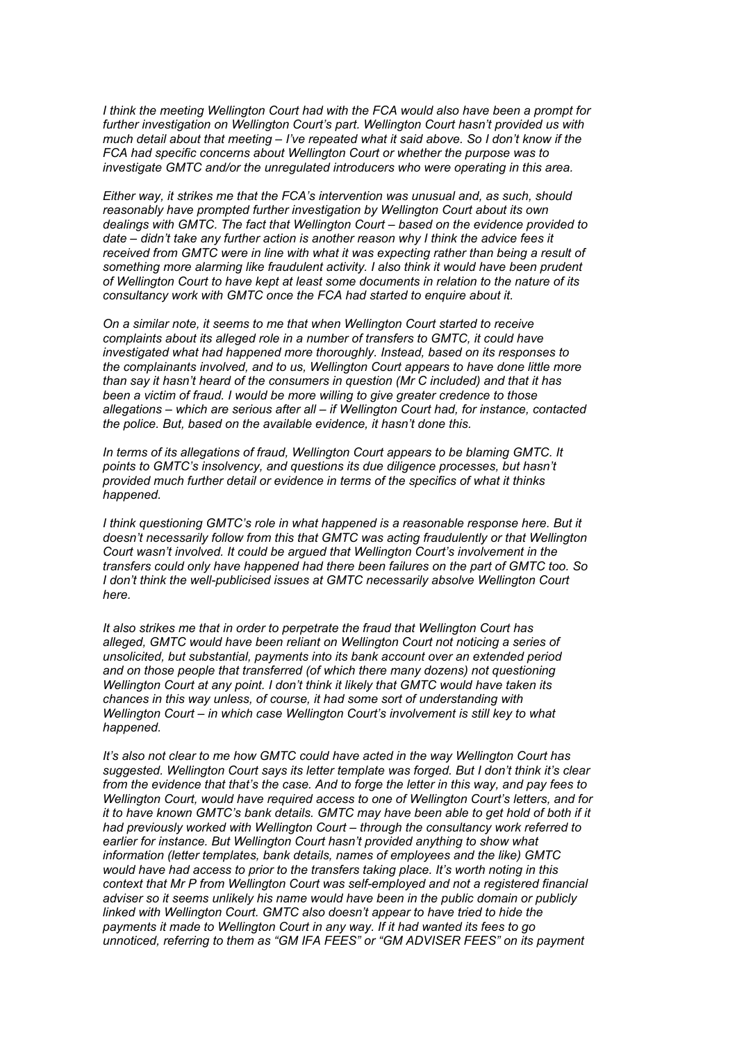*I think the meeting Wellington Court had with the FCA would also have been a prompt for further investigation on Wellington Court's part. Wellington Court hasn't provided us with much detail about that meeting – I've repeated what it said above. So I don't know if the FCA had specific concerns about Wellington Court or whether the purpose was to investigate GMTC and/or the unregulated introducers who were operating in this area.*

*Either way, it strikes me that the FCA's intervention was unusual and, as such, should reasonably have prompted further investigation by Wellington Court about its own dealings with GMTC. The fact that Wellington Court – based on the evidence provided to date – didn't take any further action is another reason why I think the advice fees it received from GMTC were in line with what it was expecting rather than being a result of something more alarming like fraudulent activity. I also think it would have been prudent of Wellington Court to have kept at least some documents in relation to the nature of its consultancy work with GMTC once the FCA had started to enquire about it.*

*On a similar note, it seems to me that when Wellington Court started to receive complaints about its alleged role in a number of transfers to GMTC, it could have investigated what had happened more thoroughly. Instead, based on its responses to the complainants involved, and to us, Wellington Court appears to have done little more than say it hasn't heard of the consumers in question (Mr C included) and that it has been a victim of fraud. I would be more willing to give greater credence to those allegations – which are serious after all – if Wellington Court had, for instance, contacted the police. But, based on the available evidence, it hasn't done this.*

*In terms of its allegations of fraud, Wellington Court appears to be blaming GMTC. It points to GMTC's insolvency, and questions its due diligence processes, but hasn't provided much further detail or evidence in terms of the specifics of what it thinks happened.*

*I think questioning GMTC's role in what happened is a reasonable response here. But it doesn't necessarily follow from this that GMTC was acting fraudulently or that Wellington Court wasn't involved. It could be argued that Wellington Court's involvement in the transfers could only have happened had there been failures on the part of GMTC too. So I don't think the well-publicised issues at GMTC necessarily absolve Wellington Court here.*

*It also strikes me that in order to perpetrate the fraud that Wellington Court has alleged, GMTC would have been reliant on Wellington Court not noticing a series of unsolicited, but substantial, payments into its bank account over an extended period and on those people that transferred (of which there many dozens) not questioning Wellington Court at any point. I don't think it likely that GMTC would have taken its chances in this way unless, of course, it had some sort of understanding with Wellington Court – in which case Wellington Court's involvement is still key to what happened.*

*It's also not clear to me how GMTC could have acted in the way Wellington Court has suggested. Wellington Court says its letter template was forged. But I don't think it's clear from the evidence that that's the case. And to forge the letter in this way, and pay fees to Wellington Court, would have required access to one of Wellington Court's letters, and for it to have known GMTC's bank details. GMTC may have been able to get hold of both if it had previously worked with Wellington Court – through the consultancy work referred to earlier for instance. But Wellington Court hasn't provided anything to show what information (letter templates, bank details, names of employees and the like) GMTC would have had access to prior to the transfers taking place. It's worth noting in this context that Mr P from Wellington Court was self-employed and not a registered financial adviser so it seems unlikely his name would have been in the public domain or publicly linked with Wellington Court. GMTC also doesn't appear to have tried to hide the payments it made to Wellington Court in any way. If it had wanted its fees to go unnoticed, referring to them as "GM IFA FEES" or "GM ADVISER FEES" on its payment*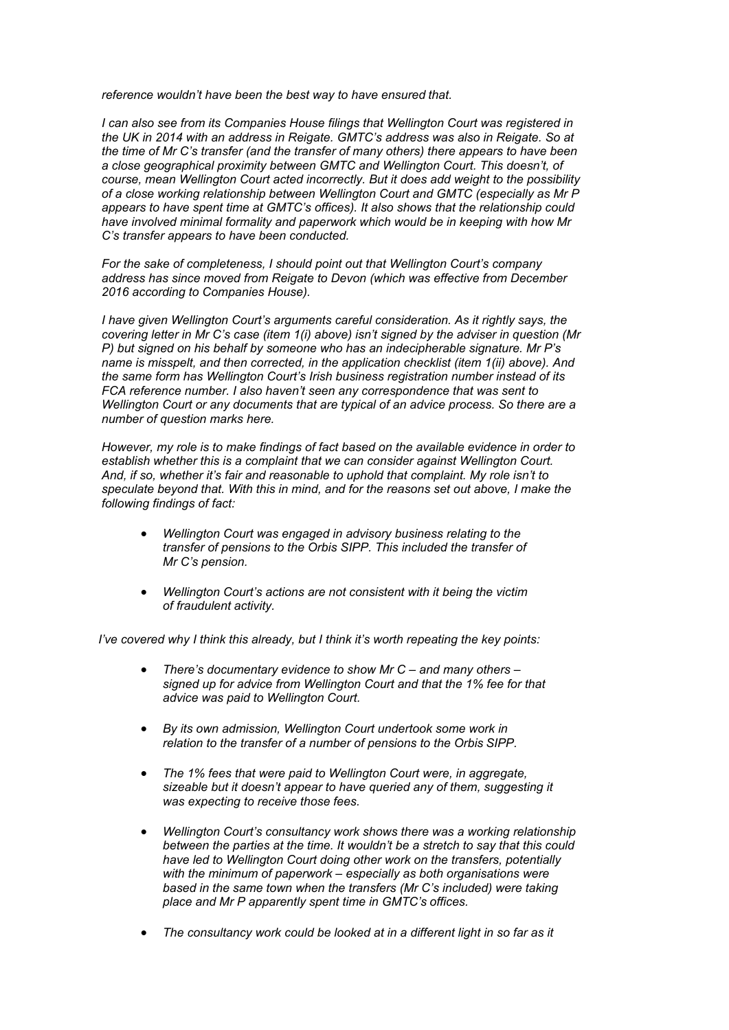*reference wouldn't have been the best way to have ensured that.*

*I can also see from its Companies House filings that Wellington Court was registered in the UK in 2014 with an address in Reigate. GMTC's address was also in Reigate. So at the time of Mr C's transfer (and the transfer of many others) there appears to have been a close geographical proximity between GMTC and Wellington Court. This doesn't, of course, mean Wellington Court acted incorrectly. But it does add weight to the possibility of a close working relationship between Wellington Court and GMTC (especially as Mr P appears to have spent time at GMTC's offices). It also shows that the relationship could have involved minimal formality and paperwork which would be in keeping with how Mr C's transfer appears to have been conducted.*

*For the sake of completeness, I should point out that Wellington Court's company address has since moved from Reigate to Devon (which was effective from December 2016 according to Companies House).*

*I have given Wellington Court's arguments careful consideration. As it rightly says, the covering letter in Mr C's case (item 1(i) above) isn't signed by the adviser in question (Mr P) but signed on his behalf by someone who has an indecipherable signature. Mr P's name is misspelt, and then corrected, in the application checklist (item 1(ii) above). And the same form has Wellington Court's Irish business registration number instead of its FCA reference number. I also haven't seen any correspondence that was sent to Wellington Court or any documents that are typical of an advice process. So there are a number of question marks here.*

*However, my role is to make findings of fact based on the available evidence in order to establish whether this is a complaint that we can consider against Wellington Court. And, if so, whether it's fair and reasonable to uphold that complaint. My role isn't to speculate beyond that. With this in mind, and for the reasons set out above, I make the following findings of fact:*

- *Wellington Court was engaged in advisory business relating to the transfer of pensions to the Orbis SIPP. This included the transfer of Mr C's pension.*
- *Wellington Court's actions are not consistent with it being the victim of fraudulent activity.*

*I've covered why I think this already, but I think it's worth repeating the key points:*

- *There's documentary evidence to show Mr C – and many others – signed up for advice from Wellington Court and that the 1% fee for that advice was paid to Wellington Court.*
- *By its own admission, Wellington Court undertook some work in relation to the transfer of a number of pensions to the Orbis SIPP.*
- *The 1% fees that were paid to Wellington Court were, in aggregate, sizeable but it doesn't appear to have queried any of them, suggesting it was expecting to receive those fees.*
- *Wellington Court's consultancy work shows there was a working relationship between the parties at the time. It wouldn't be a stretch to say that this could have led to Wellington Court doing other work on the transfers, potentially with the minimum of paperwork – especially as both organisations were based in the same town when the transfers (Mr C's included) were taking place and Mr P apparently spent time in GMTC's offices.*
- *The consultancy work could be looked at in a different light in so far as it*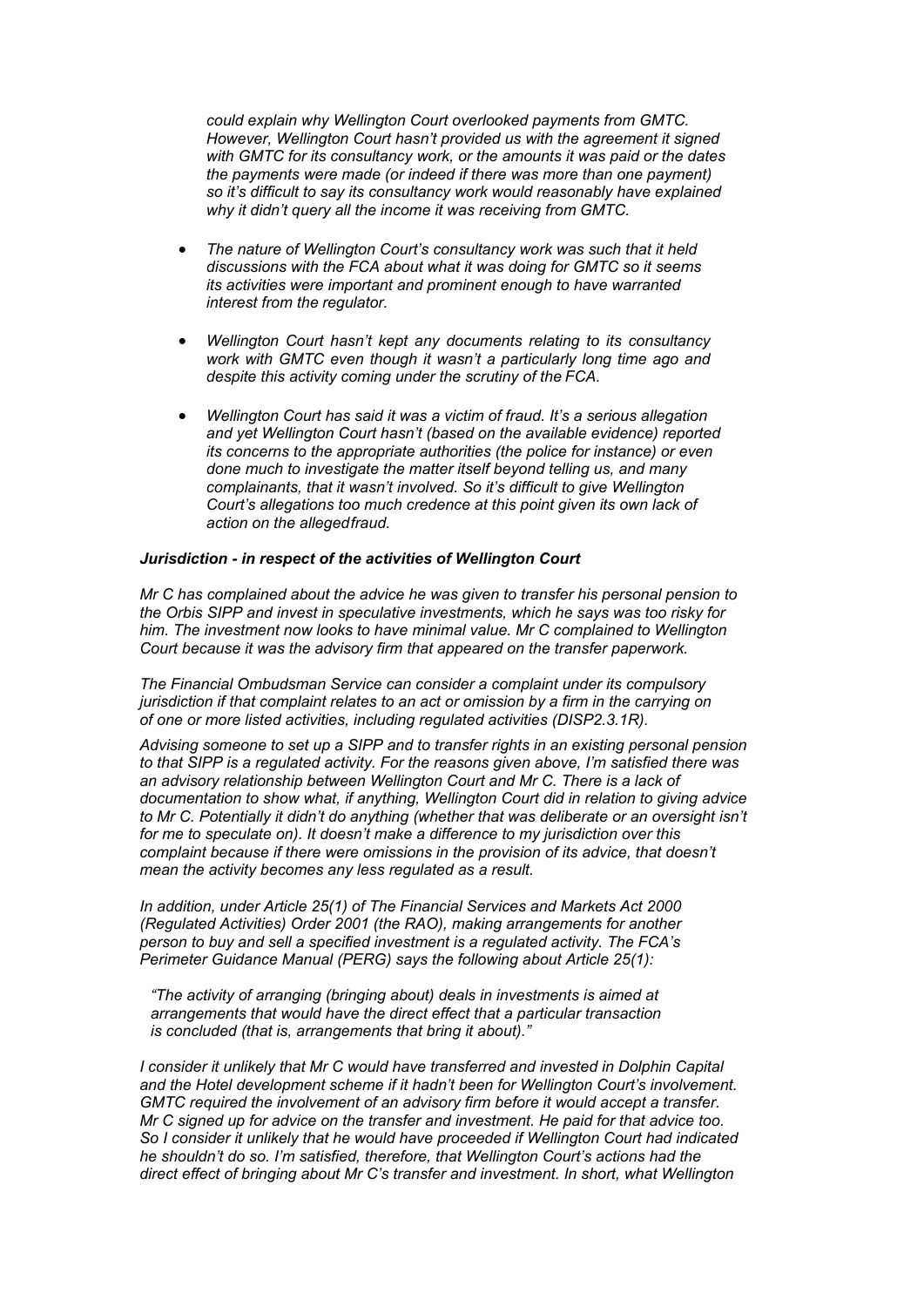*could explain why Wellington Court overlooked payments from GMTC. However, Wellington Court hasn't provided us with the agreement it signed with GMTC for its consultancy work, or the amounts it was paid or the dates the payments were made (or indeed if there was more than one payment) so it's difficult to say its consultancy work would reasonably have explained why it didn't query all the income it was receiving from GMTC.*

- *The nature of Wellington Court's consultancy work was such that it held discussions with the FCA about what it was doing for GMTC so it seems its activities were important and prominent enough to have warranted interest from the regulator.*
- *Wellington Court hasn't kept any documents relating to its consultancy work with GMTC even though it wasn't a particularly long time ago and despite this activity coming under the scrutiny of the FCA.*
- *Wellington Court has said it was a victim of fraud. It's a serious allegation and yet Wellington Court hasn't (based on the available evidence) reported its concerns to the appropriate authorities (the police for instance) or even done much to investigate the matter itself beyond telling us, and many complainants, that it wasn't involved. So it's difficult to give Wellington Court's allegations too much credence at this point given its own lack of action on the alleged fraud.*

***Jurisdiction - in respect of the activities of Wellington Court***

*Mr C has complained about the advice he was given to transfer his personal pension to the Orbis SIPP and invest in speculative investments, which he says was too risky for him. The investment now looks to have minimal value. Mr C complained to Wellington Court because it was the advisory firm that appeared on the transfer paperwork.*

*The Financial Ombudsman Service can consider a complaint under its compulsory jurisdiction if that complaint relates to an act or omission by a firm in the carrying on of one or more listed activities, including regulated activities (DISP2.3.1R).*

*Advising someone to set up a SIPP and to transfer rights in an existing personal pension to that SIPP is a regulated activity. For the reasons given above, I'm satisfied there was an advisory relationship between Wellington Court and Mr C. There is a lack of documentation to show what, if anything, Wellington Court did in relation to giving advice to Mr C. Potentially it didn't do anything (whether that was deliberate or an oversight isn't for me to speculate on). It doesn't make a difference to my jurisdiction over this complaint because if there were omissions in the provision of its advice, that doesn't mean the activity becomes any less regulated as a result.*

*In addition, under Article 25(1) of The Financial Services and Markets Act 2000 (Regulated Activities) Order 2001 (the RAO), making arrangements for another person to buy and sell a specified investment is a regulated activity. The FCA's Perimeter Guidance Manual (PERG) says the following about Article 25(1):*

> *"The activity of arranging (bringing about) deals in investments is aimed at arrangements that would have the direct effect that a particular transaction is concluded (that is, arrangements that bring it about)."*

*I consider it unlikely that Mr C would have transferred and invested in Dolphin Capital and the Hotel development scheme if it hadn't been for Wellington Court's involvement. GMTC required the involvement of an advisory firm before it would accept a transfer. Mr C signed up for advice on the transfer and investment. He paid for that advice too. So I consider it unlikely that he would have proceeded if Wellington Court had indicated he shouldn't do so. I'm satisfied, therefore, that Wellington Court's actions had the direct effect of bringing about Mr C's transfer and investment. In short, what Wellington*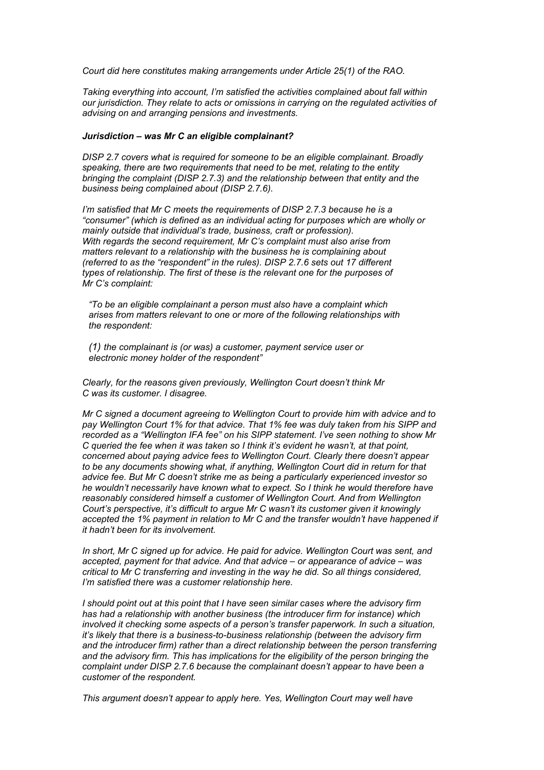*Court did here constitutes making arrangements under Article 25(1) of the RAO.*

*Taking everything into account, I'm satisfied the activities complained about fall within our jurisdiction. They relate to acts or omissions in carrying on the regulated activities of advising on and arranging pensions and investments.*

***Jurisdiction – was Mr C an eligible complainant?***

*DISP 2.7 covers what is required for someone to be an eligible complainant. Broadly speaking, there are two requirements that need to be met, relating to the entity bringing the complaint (DISP 2.7.3) and the relationship between that entity and the business being complained about (DISP 2.7.6).*

*I'm satisfied that Mr C meets the requirements of DISP 2.7.3 because he is a "consumer" (which is defined as an individual acting for purposes which are wholly or mainly outside that individual's trade, business, craft or profession).*
*With regards the second requirement, Mr C's complaint must also arise from matters relevant to a relationship with the business he is complaining about (referred to as the "respondent" in the rules). DISP 2.7.6 sets out 17 different types of relationship. The first of these is the relevant one for the purposes of Mr C's complaint:*

> *"To be an eligible complainant a person must also have a complaint which arises from matters relevant to one or more of the following relationships with the respondent:*
>
> *(1) the complainant is (or was) a customer, payment service user or electronic money holder of the respondent"*

*Clearly, for the reasons given previously, Wellington Court doesn't think Mr C was its customer. I disagree.*

*Mr C signed a document agreeing to Wellington Court to provide him with advice and to pay Wellington Court 1% for that advice. That 1% fee was duly taken from his SIPP and recorded as a "Wellington IFA fee" on his SIPP statement. I've seen nothing to show Mr C queried the fee when it was taken so I think it's evident he wasn't, at that point, concerned about paying advice fees to Wellington Court. Clearly there doesn't appear to be any documents showing what, if anything, Wellington Court did in return for that advice fee. But Mr C doesn't strike me as being a particularly experienced investor so he wouldn't necessarily have known what to expect. So I think he would therefore have reasonably considered himself a customer of Wellington Court. And from Wellington Court's perspective, it's difficult to argue Mr C wasn't its customer given it knowingly accepted the 1% payment in relation to Mr C and the transfer wouldn't have happened if it hadn't been for its involvement.*

*In short, Mr C signed up for advice. He paid for advice. Wellington Court was sent, and accepted, payment for that advice. And that advice – or appearance of advice – was critical to Mr C transferring and investing in the way he did. So all things considered, I'm satisfied there was a customer relationship here.*

*I should point out at this point that I have seen similar cases where the advisory firm has had a relationship with another business (the introducer firm for instance) which involved it checking some aspects of a person's transfer paperwork. In such a situation, it's likely that there is a business-to-business relationship (between the advisory firm and the introducer firm) rather than a direct relationship between the person transferring and the advisory firm. This has implications for the eligibility of the person bringing the complaint under DISP 2.7.6 because the complainant doesn't appear to have been a customer of the respondent.*

*This argument doesn't appear to apply here. Yes, Wellington Court may well have*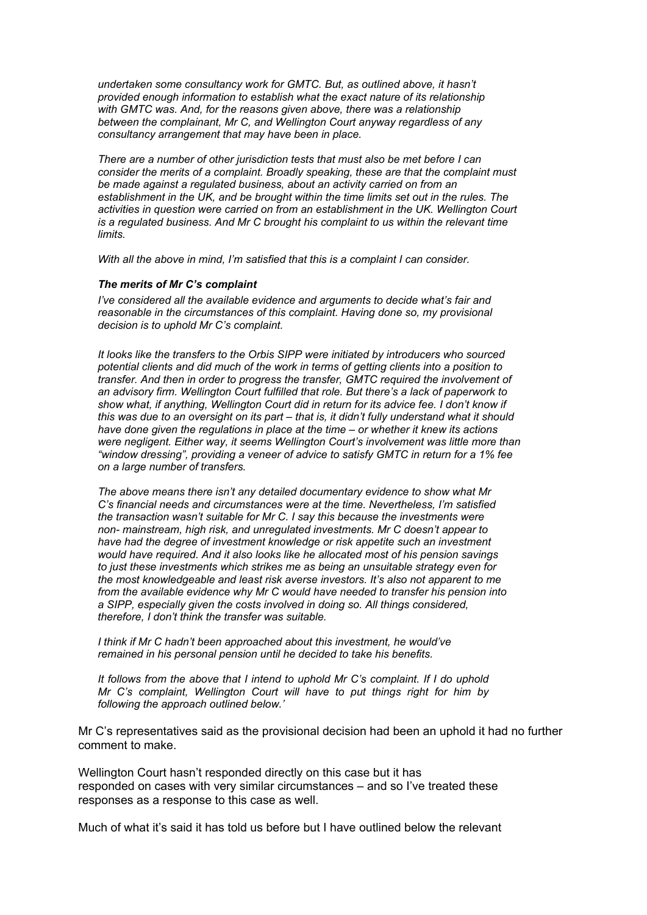*undertaken some consultancy work for GMTC. But, as outlined above, it hasn't provided enough information to establish what the exact nature of its relationship with GMTC was. And, for the reasons given above, there was a relationship between the complainant, Mr C, and Wellington Court anyway regardless of any consultancy arrangement that may have been in place.*

*There are a number of other jurisdiction tests that must also be met before I can consider the merits of a complaint. Broadly speaking, these are that the complaint must be made against a regulated business, about an activity carried on from an establishment in the UK, and be brought within the time limits set out in the rules. The activities in question were carried on from an establishment in the UK. Wellington Court is a regulated business. And Mr C brought his complaint to us within the relevant time limits.*

*With all the above in mind, I'm satisfied that this is a complaint I can consider.*

***The merits of Mr C's complaint***

*I've considered all the available evidence and arguments to decide what's fair and reasonable in the circumstances of this complaint. Having done so, my provisional decision is to uphold Mr C's complaint.*

*It looks like the transfers to the Orbis SIPP were initiated by introducers who sourced potential clients and did much of the work in terms of getting clients into a position to transfer. And then in order to progress the transfer, GMTC required the involvement of an advisory firm. Wellington Court fulfilled that role. But there's a lack of paperwork to show what, if anything, Wellington Court did in return for its advice fee. I don't know if this was due to an oversight on its part – that is, it didn't fully understand what it should have done given the regulations in place at the time – or whether it knew its actions were negligent. Either way, it seems Wellington Court's involvement was little more than "window dressing", providing a veneer of advice to satisfy GMTC in return for a 1% fee on a large number of transfers.*

*The above means there isn't any detailed documentary evidence to show what Mr C's financial needs and circumstances were at the time. Nevertheless, I'm satisfied the transaction wasn't suitable for Mr C. I say this because the investments were non- mainstream, high risk, and unregulated investments. Mr C doesn't appear to have had the degree of investment knowledge or risk appetite such an investment would have required. And it also looks like he allocated most of his pension savings to just these investments which strikes me as being an unsuitable strategy even for the most knowledgeable and least risk averse investors. It's also not apparent to me from the available evidence why Mr C would have needed to transfer his pension into a SIPP, especially given the costs involved in doing so. All things considered, therefore, I don't think the transfer was suitable.*

*I think if Mr C hadn't been approached about this investment, he would've remained in his personal pension until he decided to take his benefits.*

*It follows from the above that I intend to uphold Mr C's complaint. If I do uphold Mr C's complaint, Wellington Court will have to put things right for him by following the approach outlined below.'*

Mr C's representatives said as the provisional decision had been an uphold it had no further comment to make.

Wellington Court hasn't responded directly on this case but it has responded on cases with very similar circumstances – and so I've treated these responses as a response to this case as well.

Much of what it's said it has told us before but I have outlined below the relevant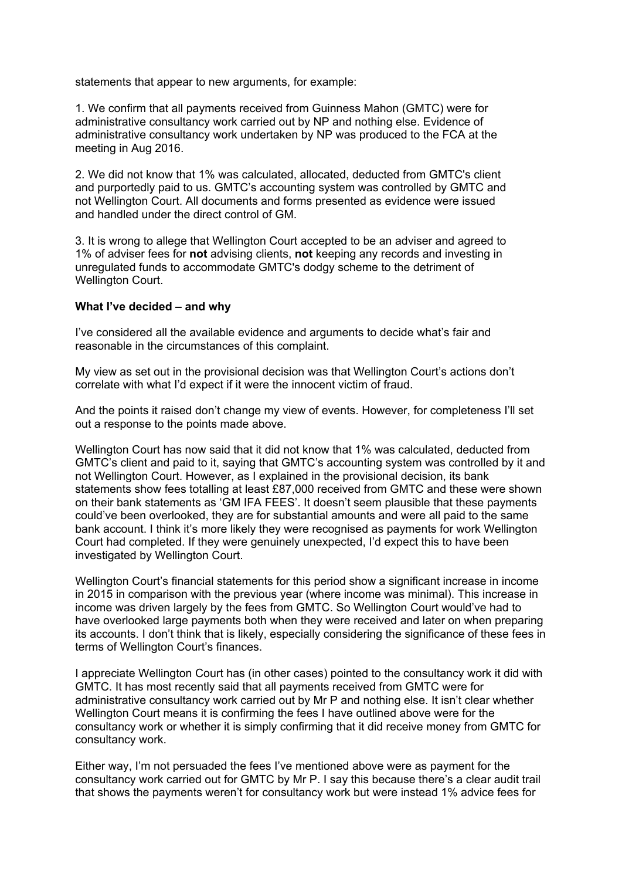statements that appear to new arguments, for example:

1. We confirm that all payments received from Guinness Mahon (GMTC) were for administrative consultancy work carried out by NP and nothing else. Evidence of administrative consultancy work undertaken by NP was produced to the FCA at the meeting in Aug 2016.

2. We did not know that 1% was calculated, allocated, deducted from GMTC's client and purportedly paid to us. GMTC's accounting system was controlled by GMTC and not Wellington Court. All documents and forms presented as evidence were issued and handled under the direct control of GM.

3. It is wrong to allege that Wellington Court accepted to be an adviser and agreed to 1% of adviser fees for **not** advising clients, **not** keeping any records and investing in unregulated funds to accommodate GMTC's dodgy scheme to the detriment of Wellington Court.

**What I've decided – and why**

I've considered all the available evidence and arguments to decide what's fair and reasonable in the circumstances of this complaint.

My view as set out in the provisional decision was that Wellington Court's actions don't correlate with what I'd expect if it were the innocent victim of fraud.

And the points it raised don't change my view of events. However, for completeness I'll set out a response to the points made above.

Wellington Court has now said that it did not know that 1% was calculated, deducted from GMTC's client and paid to it, saying that GMTC's accounting system was controlled by it and not Wellington Court. However, as I explained in the provisional decision, its bank statements show fees totalling at least £87,000 received from GMTC and these were shown on their bank statements as 'GM IFA FEES'. It doesn't seem plausible that these payments could've been overlooked, they are for substantial amounts and were all paid to the same bank account. I think it's more likely they were recognised as payments for work Wellington Court had completed. If they were genuinely unexpected, I'd expect this to have been investigated by Wellington Court.

Wellington Court's financial statements for this period show a significant increase in income in 2015 in comparison with the previous year (where income was minimal). This increase in income was driven largely by the fees from GMTC. So Wellington Court would've had to have overlooked large payments both when they were received and later on when preparing its accounts. I don't think that is likely, especially considering the significance of these fees in terms of Wellington Court's finances.

I appreciate Wellington Court has (in other cases) pointed to the consultancy work it did with GMTC. It has most recently said that all payments received from GMTC were for administrative consultancy work carried out by Mr P and nothing else. It isn't clear whether Wellington Court means it is confirming the fees I have outlined above were for the consultancy work or whether it is simply confirming that it did receive money from GMTC for consultancy work.

Either way, I'm not persuaded the fees I've mentioned above were as payment for the consultancy work carried out for GMTC by Mr P. I say this because there's a clear audit trail that shows the payments weren't for consultancy work but were instead 1% advice fees for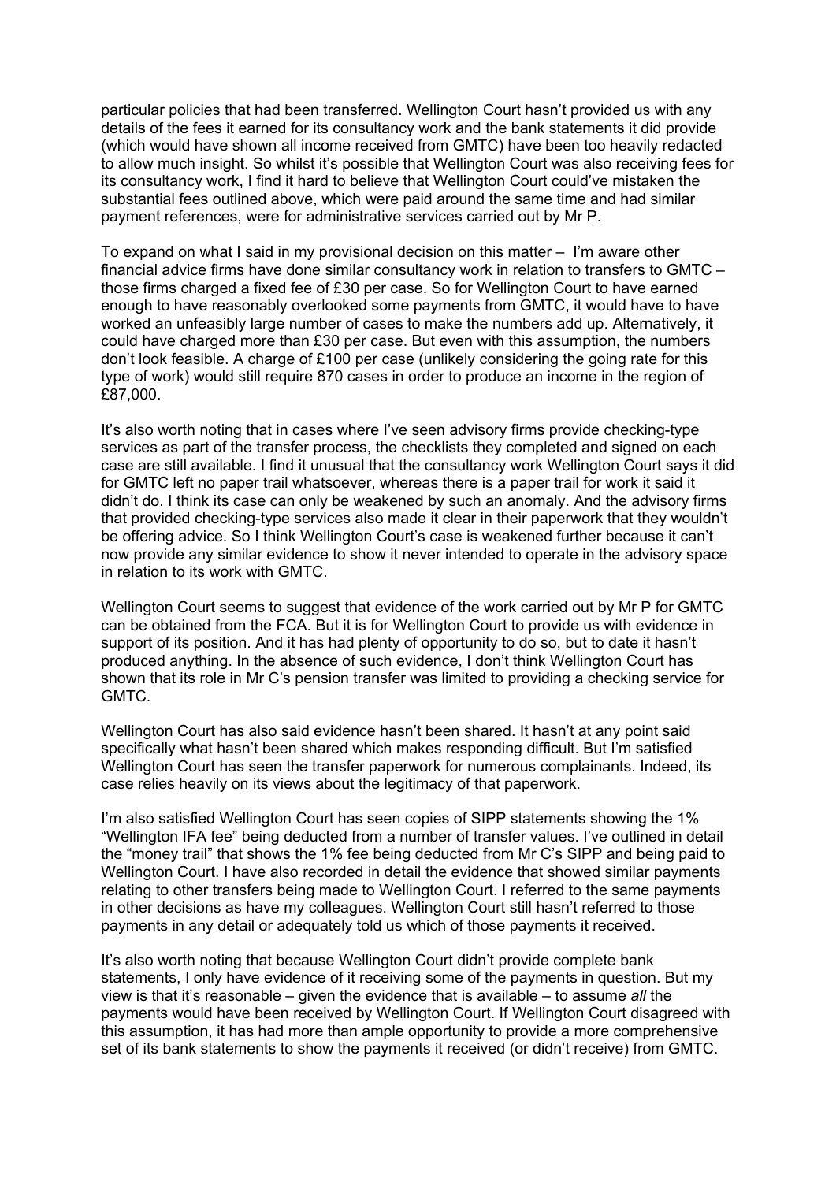particular policies that had been transferred. Wellington Court hasn't provided us with any details of the fees it earned for its consultancy work and the bank statements it did provide (which would have shown all income received from GMTC) have been too heavily redacted to allow much insight. So whilst it's possible that Wellington Court was also receiving fees for its consultancy work, I find it hard to believe that Wellington Court could've mistaken the substantial fees outlined above, which were paid around the same time and had similar payment references, were for administrative services carried out by Mr P.

To expand on what I said in my provisional decision on this matter – I'm aware other financial advice firms have done similar consultancy work in relation to transfers to GMTC – those firms charged a fixed fee of £30 per case. So for Wellington Court to have earned enough to have reasonably overlooked some payments from GMTC, it would have to have worked an unfeasibly large number of cases to make the numbers add up. Alternatively, it could have charged more than £30 per case. But even with this assumption, the numbers don't look feasible. A charge of £100 per case (unlikely considering the going rate for this type of work) would still require 870 cases in order to produce an income in the region of £87,000.

It's also worth noting that in cases where I've seen advisory firms provide checking-type services as part of the transfer process, the checklists they completed and signed on each case are still available. I find it unusual that the consultancy work Wellington Court says it did for GMTC left no paper trail whatsoever, whereas there is a paper trail for work it said it didn't do. I think its case can only be weakened by such an anomaly. And the advisory firms that provided checking-type services also made it clear in their paperwork that they wouldn't be offering advice. So I think Wellington Court's case is weakened further because it can't now provide any similar evidence to show it never intended to operate in the advisory space in relation to its work with GMTC.

Wellington Court seems to suggest that evidence of the work carried out by Mr P for GMTC can be obtained from the FCA. But it is for Wellington Court to provide us with evidence in support of its position. And it has had plenty of opportunity to do so, but to date it hasn't produced anything. In the absence of such evidence, I don't think Wellington Court has shown that its role in Mr C's pension transfer was limited to providing a checking service for GMTC.

Wellington Court has also said evidence hasn't been shared. It hasn't at any point said specifically what hasn't been shared which makes responding difficult. But I'm satisfied Wellington Court has seen the transfer paperwork for numerous complainants. Indeed, its case relies heavily on its views about the legitimacy of that paperwork.

I'm also satisfied Wellington Court has seen copies of SIPP statements showing the 1% "Wellington IFA fee" being deducted from a number of transfer values. I've outlined in detail the "money trail" that shows the 1% fee being deducted from Mr C's SIPP and being paid to Wellington Court. I have also recorded in detail the evidence that showed similar payments relating to other transfers being made to Wellington Court. I referred to the same payments in other decisions as have my colleagues. Wellington Court still hasn't referred to those payments in any detail or adequately told us which of those payments it received.

It's also worth noting that because Wellington Court didn't provide complete bank statements, I only have evidence of it receiving some of the payments in question. But my view is that it's reasonable – given the evidence that is available – to assume *all* the payments would have been received by Wellington Court. If Wellington Court disagreed with this assumption, it has had more than ample opportunity to provide a more comprehensive set of its bank statements to show the payments it received (or didn't receive) from GMTC.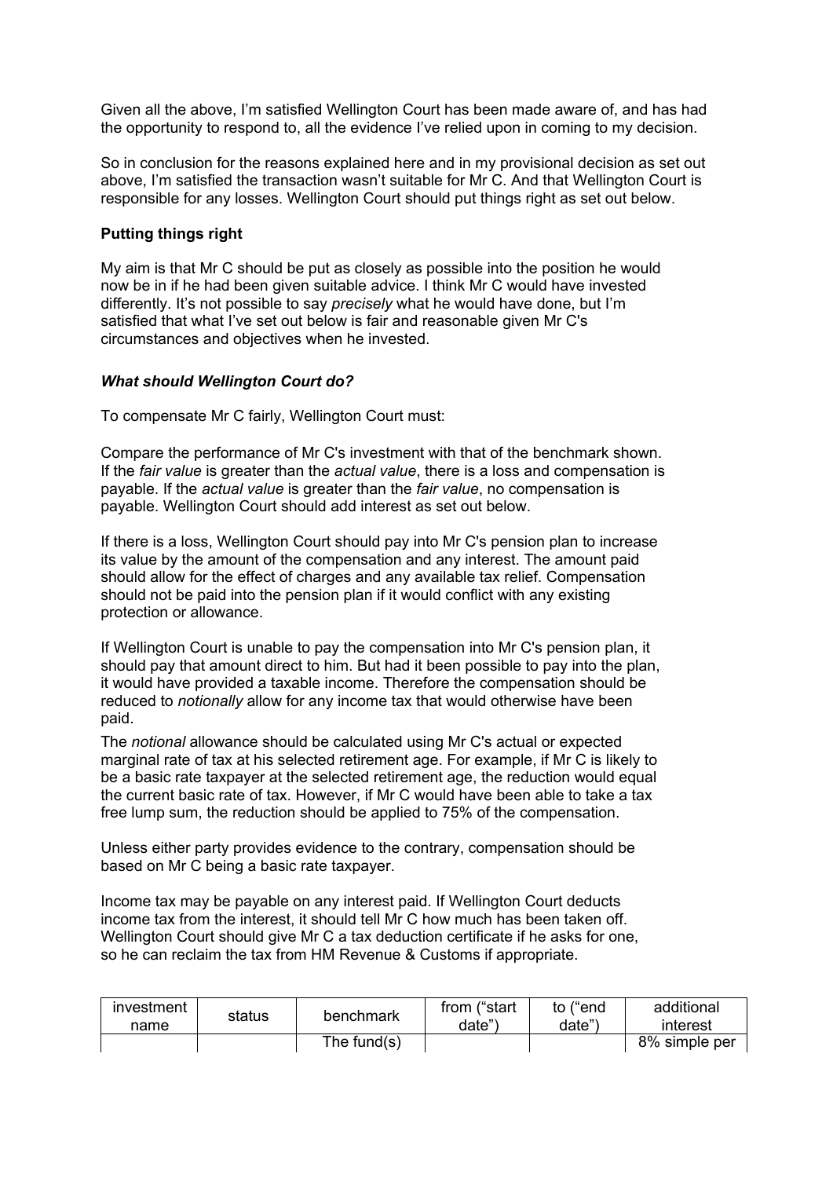Given all the above, I'm satisfied Wellington Court has been made aware of, and has had the opportunity to respond to, all the evidence I've relied upon in coming to my decision.

So in conclusion for the reasons explained here and in my provisional decision as set out above, I'm satisfied the transaction wasn't suitable for Mr C. And that Wellington Court is responsible for any losses. Wellington Court should put things right as set out below.

**Putting things right**

My aim is that Mr C should be put as closely as possible into the position he would now be in if he had been given suitable advice. I think Mr C would have invested differently. It's not possible to say *precisely* what he would have done, but I'm satisfied that what I've set out below is fair and reasonable given Mr C's circumstances and objectives when he invested.

***What should Wellington Court do?***

To compensate Mr C fairly, Wellington Court must:

Compare the performance of Mr C's investment with that of the benchmark shown. If the *fair value* is greater than the *actual value*, there is a loss and compensation is payable. If the *actual value* is greater than the *fair value*, no compensation is payable. Wellington Court should add interest as set out below.

If there is a loss, Wellington Court should pay into Mr C's pension plan to increase its value by the amount of the compensation and any interest. The amount paid should allow for the effect of charges and any available tax relief. Compensation should not be paid into the pension plan if it would conflict with any existing protection or allowance.

If Wellington Court is unable to pay the compensation into Mr C's pension plan, it should pay that amount direct to him. But had it been possible to pay into the plan, it would have provided a taxable income. Therefore the compensation should be reduced to *notionally* allow for any income tax that would otherwise have been paid.

The *notional* allowance should be calculated using Mr C's actual or expected marginal rate of tax at his selected retirement age. For example, if Mr C is likely to be a basic rate taxpayer at the selected retirement age, the reduction would equal the current basic rate of tax. However, if Mr C would have been able to take a tax free lump sum, the reduction should be applied to 75% of the compensation.

Unless either party provides evidence to the contrary, compensation should be based on Mr C being a basic rate taxpayer.

Income tax may be payable on any interest paid. If Wellington Court deducts income tax from the interest, it should tell Mr C how much has been taken off. Wellington Court should give Mr C a tax deduction certificate if he asks for one, so he can reclaim the tax from HM Revenue & Customs if appropriate.

| investment name | status | benchmark | from ("start date") | to ("end date") | additional interest |
|---|---|---|---|---|---|
| | | The fund(s) | | | 8% simple per |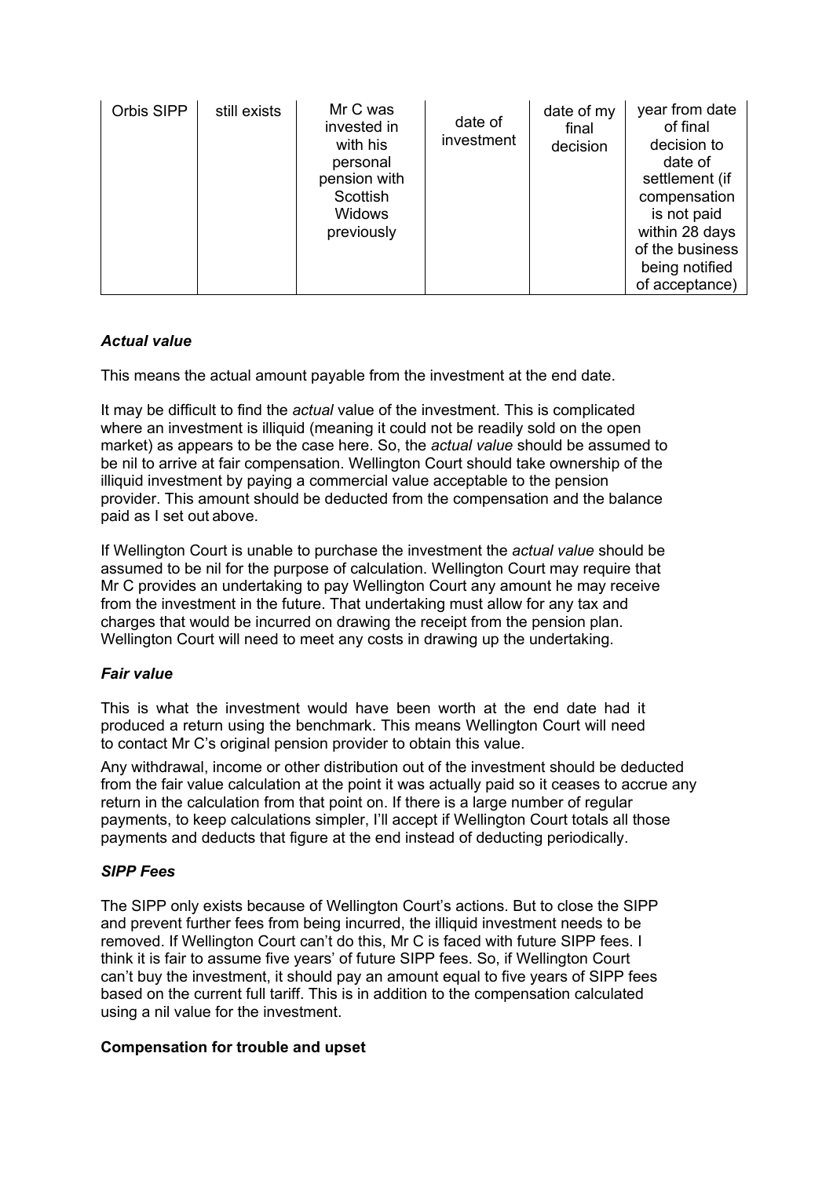| Orbis SIPP | still exists | Mr C was invested in with his personal pension with Scottish Widows previously | date of investment | date of my final decision | year from date of final decision to date of settlement (if compensation is not paid within 28 days of the business being notified of acceptance) |
|---|---|---|---|---|---|

### *Actual value*

This means the actual amount payable from the investment at the end date.

It may be difficult to find the *actual* value of the investment. This is complicated where an investment is illiquid (meaning it could not be readily sold on the open market) as appears to be the case here. So, the *actual value* should be assumed to be nil to arrive at fair compensation. Wellington Court should take ownership of the illiquid investment by paying a commercial value acceptable to the pension provider. This amount should be deducted from the compensation and the balance paid as I set out above.

If Wellington Court is unable to purchase the investment the *actual value* should be assumed to be nil for the purpose of calculation. Wellington Court may require that Mr C provides an undertaking to pay Wellington Court any amount he may receive from the investment in the future. That undertaking must allow for any tax and charges that would be incurred on drawing the receipt from the pension plan. Wellington Court will need to meet any costs in drawing up the undertaking.

### *Fair value*

This is what the investment would have been worth at the end date had it produced a return using the benchmark. This means Wellington Court will need to contact Mr C's original pension provider to obtain this value.

Any withdrawal, income or other distribution out of the investment should be deducted from the fair value calculation at the point it was actually paid so it ceases to accrue any return in the calculation from that point on. If there is a large number of regular payments, to keep calculations simpler, I'll accept if Wellington Court totals all those payments and deducts that figure at the end instead of deducting periodically.

### *SIPP Fees*

The SIPP only exists because of Wellington Court's actions. But to close the SIPP and prevent further fees from being incurred, the illiquid investment needs to be removed. If Wellington Court can't do this, Mr C is faced with future SIPP fees. I think it is fair to assume five years' of future SIPP fees. So, if Wellington Court can't buy the investment, it should pay an amount equal to five years of SIPP fees based on the current full tariff. This is in addition to the compensation calculated using a nil value for the investment.

### **Compensation for trouble and upset**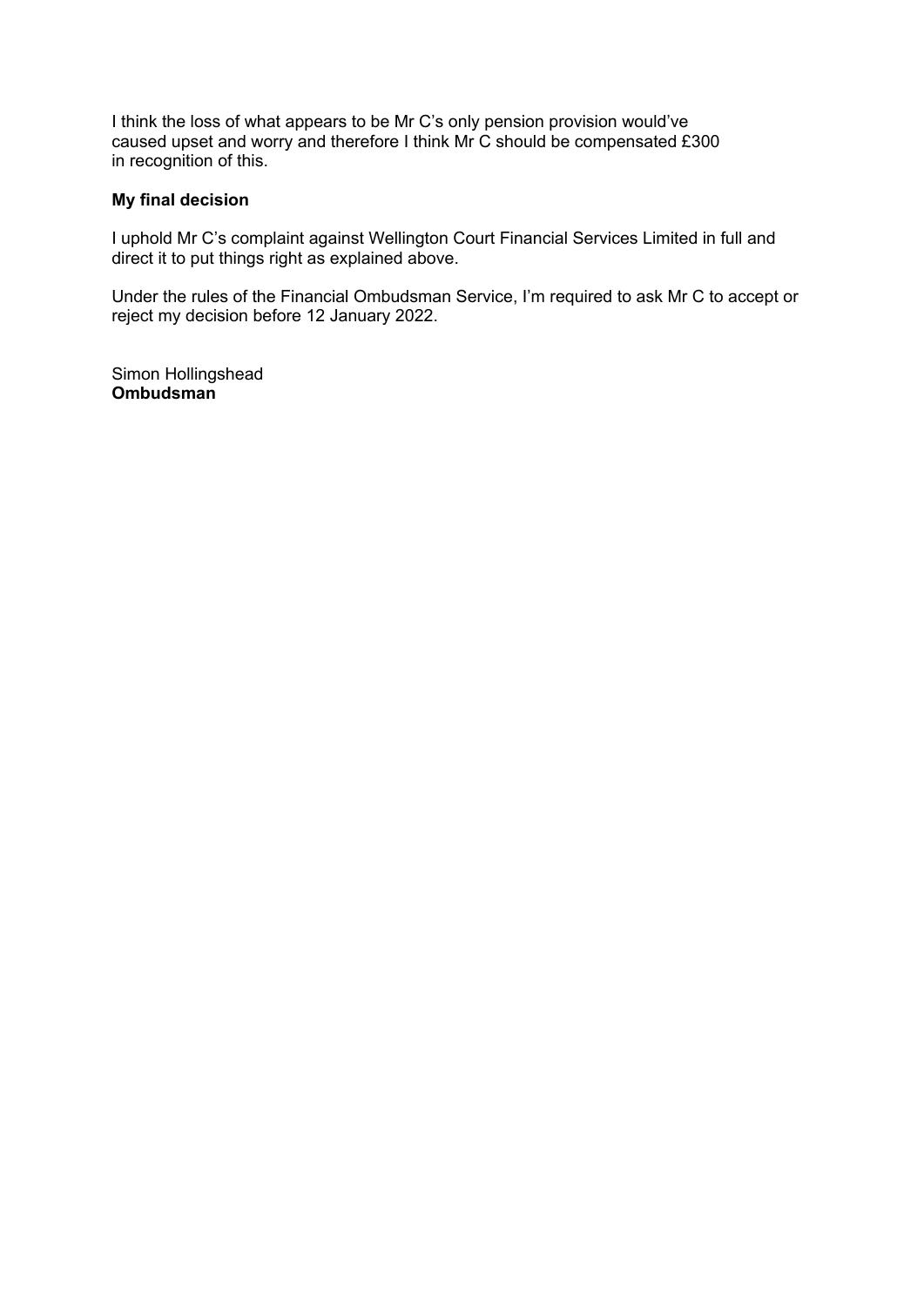I think the loss of what appears to be Mr C's only pension provision would've caused upset and worry and therefore I think Mr C should be compensated £300 in recognition of this.

## My final decision

I uphold Mr C's complaint against Wellington Court Financial Services Limited in full and direct it to put things right as explained above.

Under the rules of the Financial Ombudsman Service, I'm required to ask Mr C to accept or reject my decision before 12 January 2022.

Simon Hollingshead
**Ombudsman**